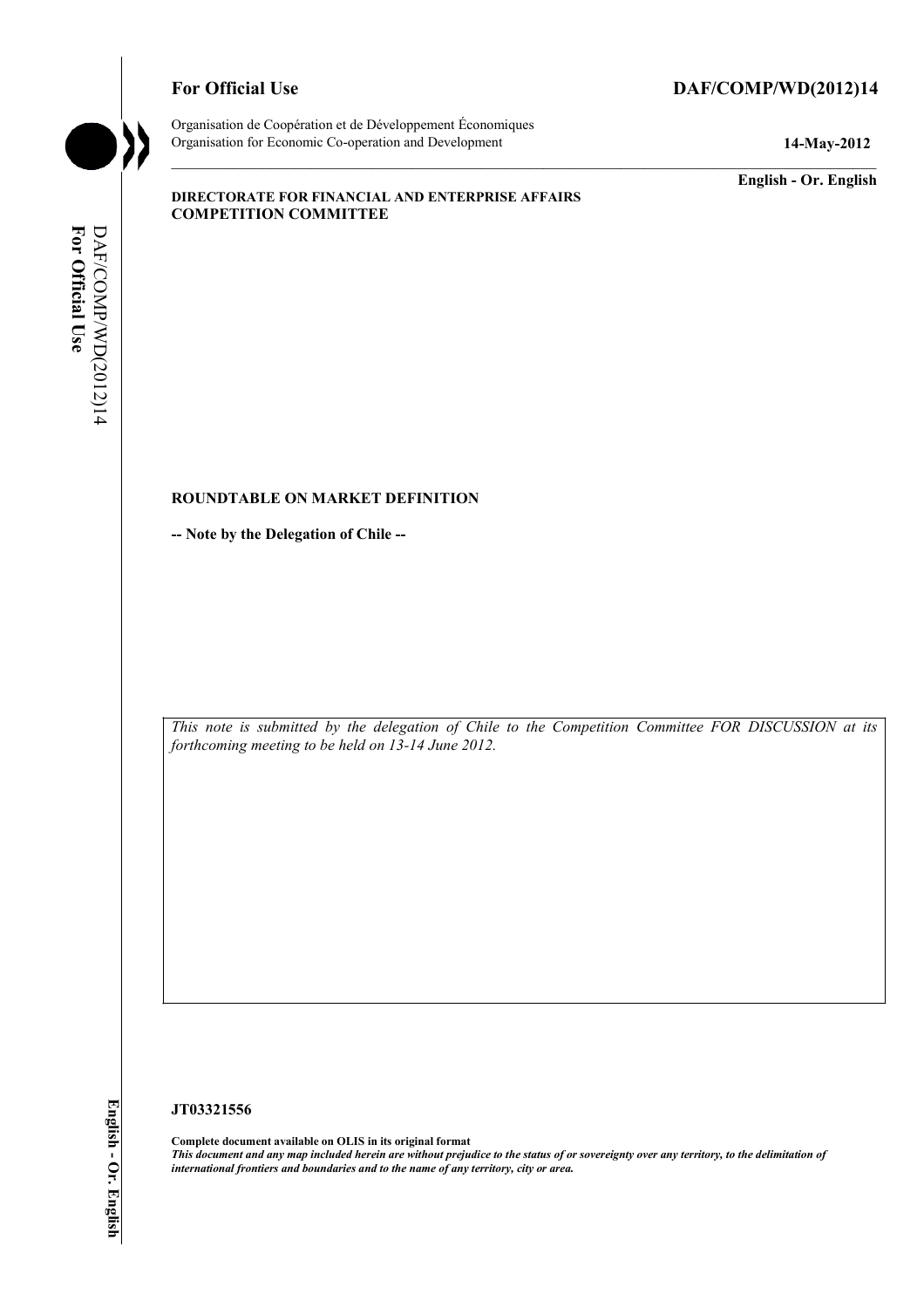**For Official Use** **DAF/COMP/WD(2012)14**

Organisation de Coopération et de Développement Économiques
Organisation for Economic Co-operation and Development

**14-May-2012**

**English - Or. English**

**DIRECTORATE FOR FINANCIAL AND ENTERPRISE AFFAIRS**
**COMPETITION COMMITTEE**

**ROUNDTABLE ON MARKET DEFINITION**

**-- Note by the Delegation of Chile --**

*This note is submitted by the delegation of Chile to the Competition Committee FOR DISCUSSION at its forthcoming meeting to be held on 13-14 June 2012.*

**JT03321556**

**Complete document available on OLIS in its original format**
***This document and any map included herein are without prejudice to the status of or sovereignty over any territory, to the delimitation of international frontiers and boundaries and to the name of any territory, city or area.***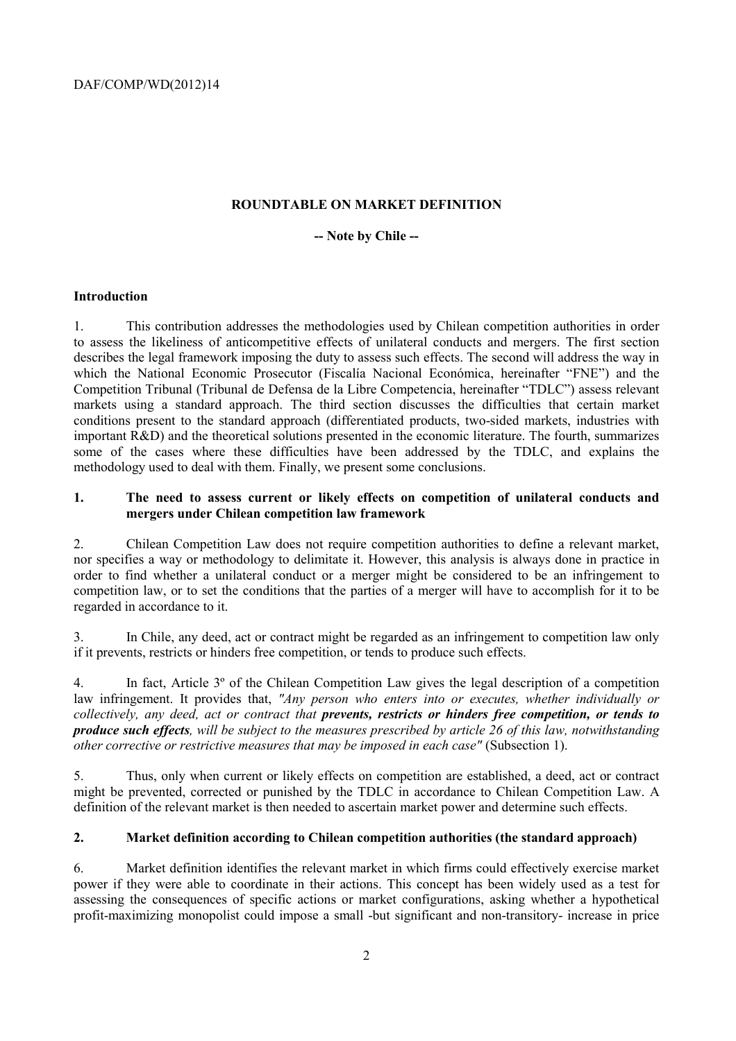## ROUNDTABLE ON MARKET DEFINITION

**-- Note by Chile --**

### Introduction

1. This contribution addresses the methodologies used by Chilean competition authorities in order to assess the likeliness of anticompetitive effects of unilateral conducts and mergers. The first section describes the legal framework imposing the duty to assess such effects. The second will address the way in which the National Economic Prosecutor (Fiscalía Nacional Económica, hereinafter "FNE") and the Competition Tribunal (Tribunal de Defensa de la Libre Competencia, hereinafter "TDLC") assess relevant markets using a standard approach. The third section discusses the difficulties that certain market conditions present to the standard approach (differentiated products, two-sided markets, industries with important R&D) and the theoretical solutions presented in the economic literature. The fourth, summarizes some of the cases where these difficulties have been addressed by the TDLC, and explains the methodology used to deal with them. Finally, we present some conclusions.

### 1. The need to assess current or likely effects on competition of unilateral conducts and mergers under Chilean competition law framework

2. Chilean Competition Law does not require competition authorities to define a relevant market, nor specifies a way or methodology to delimitate it. However, this analysis is always done in practice in order to find whether a unilateral conduct or a merger might be considered to be an infringement to competition law, or to set the conditions that the parties of a merger will have to accomplish for it to be regarded in accordance to it.

3. In Chile, any deed, act or contract might be regarded as an infringement to competition law only if it prevents, restricts or hinders free competition, or tends to produce such effects.

4. In fact, Article 3º of the Chilean Competition Law gives the legal description of a competition law infringement. It provides that, *"Any person who enters into or executes, whether individually or collectively, any deed, act or contract that* ***prevents, restricts or hinders free competition, or tends to produce such effects****, will be subject to the measures prescribed by article 26 of this law, notwithstanding other corrective or restrictive measures that may be imposed in each case"* (Subsection 1).

5. Thus, only when current or likely effects on competition are established, a deed, act or contract might be prevented, corrected or punished by the TDLC in accordance to Chilean Competition Law. A definition of the relevant market is then needed to ascertain market power and determine such effects.

### 2. Market definition according to Chilean competition authorities (the standard approach)

6. Market definition identifies the relevant market in which firms could effectively exercise market power if they were able to coordinate in their actions. This concept has been widely used as a test for assessing the consequences of specific actions or market configurations, asking whether a hypothetical profit-maximizing monopolist could impose a small -but significant and non-transitory- increase in price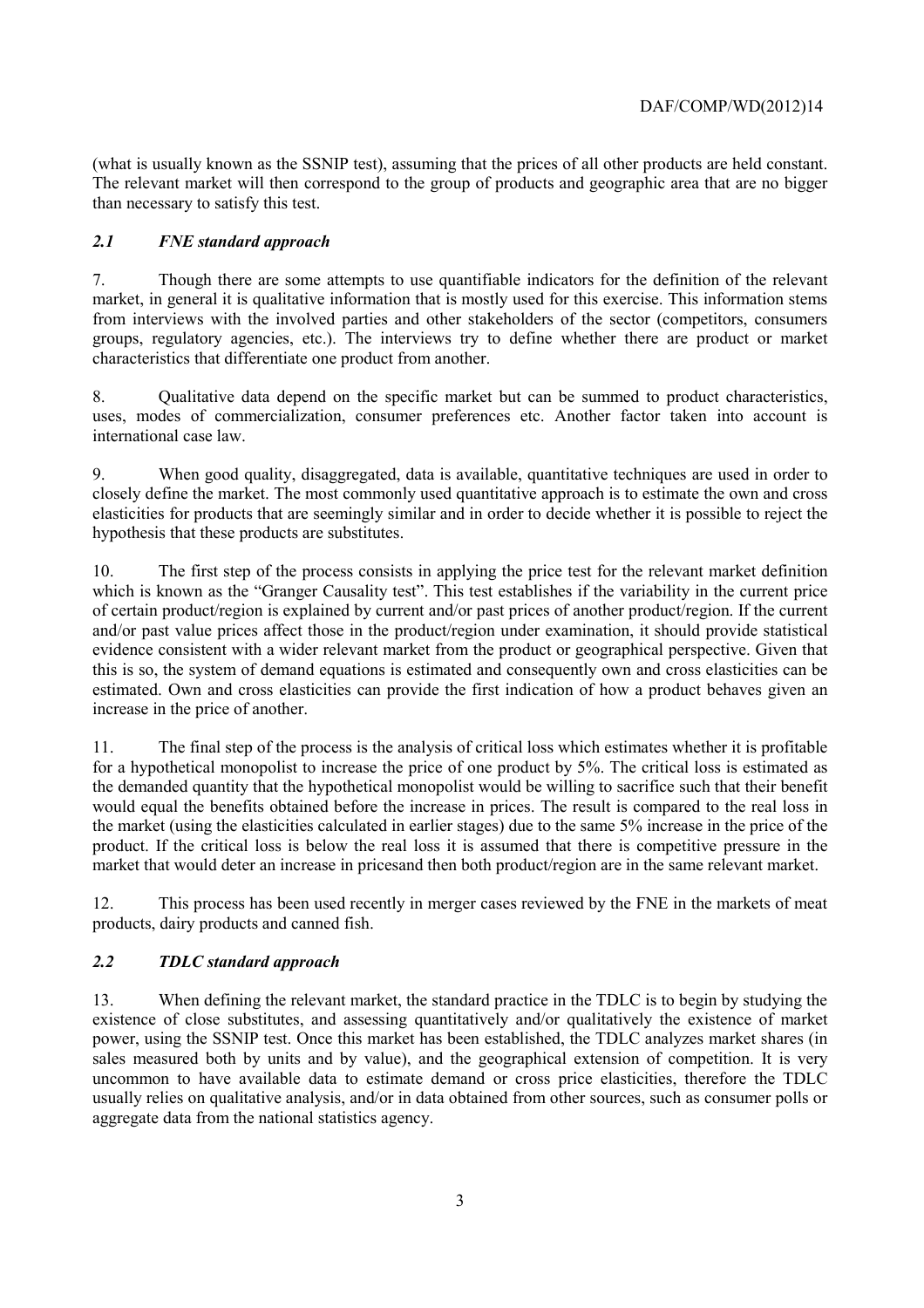(what is usually known as the SSNIP test), assuming that the prices of all other products are held constant. The relevant market will then correspond to the group of products and geographic area that are no bigger than necessary to satisfy this test.

### *2.1 FNE standard approach*

7. Though there are some attempts to use quantifiable indicators for the definition of the relevant market, in general it is qualitative information that is mostly used for this exercise. This information stems from interviews with the involved parties and other stakeholders of the sector (competitors, consumers groups, regulatory agencies, etc.). The interviews try to define whether there are product or market characteristics that differentiate one product from another.

8. Qualitative data depend on the specific market but can be summed to product characteristics, uses, modes of commercialization, consumer preferences etc. Another factor taken into account is international case law.

9. When good quality, disaggregated, data is available, quantitative techniques are used in order to closely define the market. The most commonly used quantitative approach is to estimate the own and cross elasticities for products that are seemingly similar and in order to decide whether it is possible to reject the hypothesis that these products are substitutes.

10. The first step of the process consists in applying the price test for the relevant market definition which is known as the "Granger Causality test". This test establishes if the variability in the current price of certain product/region is explained by current and/or past prices of another product/region. If the current and/or past value prices affect those in the product/region under examination, it should provide statistical evidence consistent with a wider relevant market from the product or geographical perspective. Given that this is so, the system of demand equations is estimated and consequently own and cross elasticities can be estimated. Own and cross elasticities can provide the first indication of how a product behaves given an increase in the price of another.

11. The final step of the process is the analysis of critical loss which estimates whether it is profitable for a hypothetical monopolist to increase the price of one product by 5%. The critical loss is estimated as the demanded quantity that the hypothetical monopolist would be willing to sacrifice such that their benefit would equal the benefits obtained before the increase in prices. The result is compared to the real loss in the market (using the elasticities calculated in earlier stages) due to the same 5% increase in the price of the product. If the critical loss is below the real loss it is assumed that there is competitive pressure in the market that would deter an increase in pricesand then both product/region are in the same relevant market.

12. This process has been used recently in merger cases reviewed by the FNE in the markets of meat products, dairy products and canned fish.

### *2.2 TDLC standard approach*

13. When defining the relevant market, the standard practice in the TDLC is to begin by studying the existence of close substitutes, and assessing quantitatively and/or qualitatively the existence of market power, using the SSNIP test. Once this market has been established, the TDLC analyzes market shares (in sales measured both by units and by value), and the geographical extension of competition. It is very uncommon to have available data to estimate demand or cross price elasticities, therefore the TDLC usually relies on qualitative analysis, and/or in data obtained from other sources, such as consumer polls or aggregate data from the national statistics agency.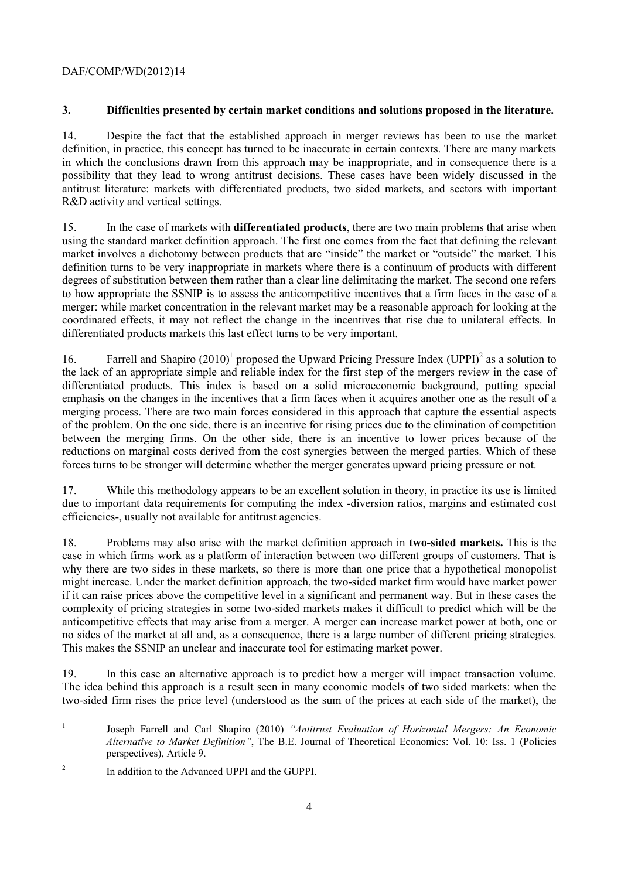## 3. Difficulties presented by certain market conditions and solutions proposed in the literature.

14. Despite the fact that the established approach in merger reviews has been to use the market definition, in practice, this concept has turned to be inaccurate in certain contexts. There are many markets in which the conclusions drawn from this approach may be inappropriate, and in consequence there is a possibility that they lead to wrong antitrust decisions. These cases have been widely discussed in the antitrust literature: markets with differentiated products, two sided markets, and sectors with important R&D activity and vertical settings.

15. In the case of markets with **differentiated products**, there are two main problems that arise when using the standard market definition approach. The first one comes from the fact that defining the relevant market involves a dichotomy between products that are "inside" the market or "outside" the market. This definition turns to be very inappropriate in markets where there is a continuum of products with different degrees of substitution between them rather than a clear line delimitating the market. The second one refers to how appropriate the SSNIP is to assess the anticompetitive incentives that a firm faces in the case of a merger: while market concentration in the relevant market may be a reasonable approach for looking at the coordinated effects, it may not reflect the change in the incentives that rise due to unilateral effects. In differentiated products markets this last effect turns to be very important.

16. Farrell and Shapiro (2010)[1] proposed the Upward Pricing Pressure Index (UPPI)[2] as a solution to the lack of an appropriate simple and reliable index for the first step of the mergers review in the case of differentiated products. This index is based on a solid microeconomic background, putting special emphasis on the changes in the incentives that a firm faces when it acquires another one as the result of a merging process. There are two main forces considered in this approach that capture the essential aspects of the problem. On the one side, there is an incentive for rising prices due to the elimination of competition between the merging firms. On the other side, there is an incentive to lower prices because of the reductions on marginal costs derived from the cost synergies between the merged parties. Which of these forces turns to be stronger will determine whether the merger generates upward pricing pressure or not.

17. While this methodology appears to be an excellent solution in theory, in practice its use is limited due to important data requirements for computing the index -diversion ratios, margins and estimated cost efficiencies-, usually not available for antitrust agencies.

18. Problems may also arise with the market definition approach in **two-sided markets.** This is the case in which firms work as a platform of interaction between two different groups of customers. That is why there are two sides in these markets, so there is more than one price that a hypothetical monopolist might increase. Under the market definition approach, the two-sided market firm would have market power if it can raise prices above the competitive level in a significant and permanent way. But in these cases the complexity of pricing strategies in some two-sided markets makes it difficult to predict which will be the anticompetitive effects that may arise from a merger. A merger can increase market power at both, one or no sides of the market at all and, as a consequence, there is a large number of different pricing strategies. This makes the SSNIP an unclear and inaccurate tool for estimating market power.

19. In this case an alternative approach is to predict how a merger will impact transaction volume. The idea behind this approach is a result seen in many economic models of two sided markets: when the two-sided firm rises the price level (understood as the sum of the prices at each side of the market), the

---

[1] Joseph Farrell and Carl Shapiro (2010) *"Antitrust Evaluation of Horizontal Mergers: An Economic Alternative to Market Definition"*, The B.E. Journal of Theoretical Economics: Vol. 10: Iss. 1 (Policies perspectives), Article 9.

[2] In addition to the Advanced UPPI and the GUPPI.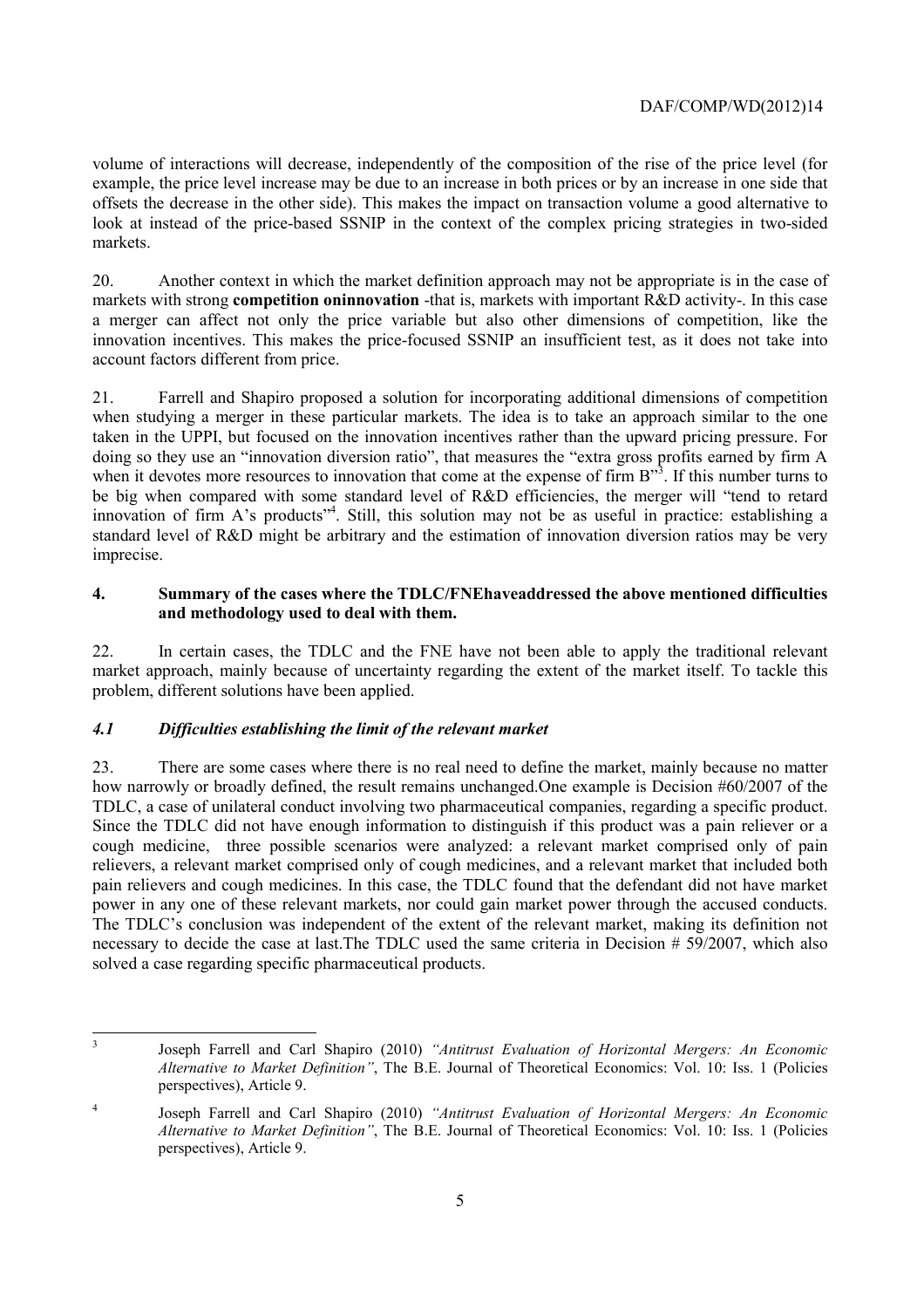volume of interactions will decrease, independently of the composition of the rise of the price level (for example, the price level increase may be due to an increase in both prices or by an increase in one side that offsets the decrease in the other side). This makes the impact on transaction volume a good alternative to look at instead of the price-based SSNIP in the context of the complex pricing strategies in two-sided markets.

20. Another context in which the market definition approach may not be appropriate is in the case of markets with strong **competition oninnovation** -that is, markets with important R&D activity-. In this case a merger can affect not only the price variable but also other dimensions of competition, like the innovation incentives. This makes the price-focused SSNIP an insufficient test, as it does not take into account factors different from price.

21. Farrell and Shapiro proposed a solution for incorporating additional dimensions of competition when studying a merger in these particular markets. The idea is to take an approach similar to the one taken in the UPPI, but focused on the innovation incentives rather than the upward pricing pressure. For doing so they use an "innovation diversion ratio", that measures the "extra gross profits earned by firm A when it devotes more resources to innovation that come at the expense of firm B"[3]. If this number turns to be big when compared with some standard level of R&D efficiencies, the merger will "tend to retard innovation of firm A's products"[4]. Still, this solution may not be as useful in practice: establishing a standard level of R&D might be arbitrary and the estimation of innovation diversion ratios may be very imprecise.

## 4. Summary of the cases where the TDLC/FNEhaveaddressed the above mentioned difficulties and methodology used to deal with them.

22. In certain cases, the TDLC and the FNE have not been able to apply the traditional relevant market approach, mainly because of uncertainty regarding the extent of the market itself. To tackle this problem, different solutions have been applied.

### *4.1 Difficulties establishing the limit of the relevant market*

23. There are some cases where there is no real need to define the market, mainly because no matter how narrowly or broadly defined, the result remains unchanged.One example is Decision #60/2007 of the TDLC, a case of unilateral conduct involving two pharmaceutical companies, regarding a specific product. Since the TDLC did not have enough information to distinguish if this product was a pain reliever or a cough medicine, three possible scenarios were analyzed: a relevant market comprised only of pain relievers, a relevant market comprised only of cough medicines, and a relevant market that included both pain relievers and cough medicines. In this case, the TDLC found that the defendant did not have market power in any one of these relevant markets, nor could gain market power through the accused conducts. The TDLC's conclusion was independent of the extent of the relevant market, making its definition not necessary to decide the case at last.The TDLC used the same criteria in Decision # 59/2007, which also solved a case regarding specific pharmaceutical products.

---

[3] Joseph Farrell and Carl Shapiro (2010) *"Antitrust Evaluation of Horizontal Mergers: An Economic Alternative to Market Definition"*, The B.E. Journal of Theoretical Economics: Vol. 10: Iss. 1 (Policies perspectives), Article 9.

[4] Joseph Farrell and Carl Shapiro (2010) *"Antitrust Evaluation of Horizontal Mergers: An Economic Alternative to Market Definition"*, The B.E. Journal of Theoretical Economics: Vol. 10: Iss. 1 (Policies perspectives), Article 9.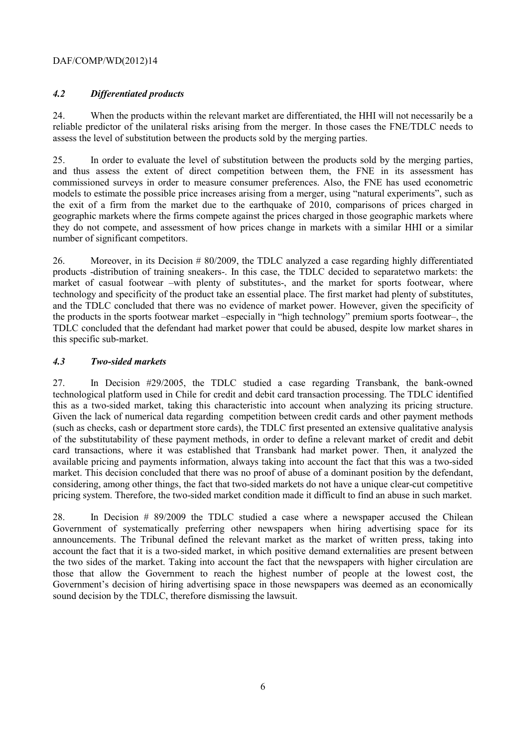### *4.2 Differentiated products*

24. When the products within the relevant market are differentiated, the HHI will not necessarily be a reliable predictor of the unilateral risks arising from the merger. In those cases the FNE/TDLC needs to assess the level of substitution between the products sold by the merging parties.

25. In order to evaluate the level of substitution between the products sold by the merging parties, and thus assess the extent of direct competition between them, the FNE in its assessment has commissioned surveys in order to measure consumer preferences. Also, the FNE has used econometric models to estimate the possible price increases arising from a merger, using "natural experiments", such as the exit of a firm from the market due to the earthquake of 2010, comparisons of prices charged in geographic markets where the firms compete against the prices charged in those geographic markets where they do not compete, and assessment of how prices change in markets with a similar HHI or a similar number of significant competitors.

26. Moreover, in its Decision # 80/2009, the TDLC analyzed a case regarding highly differentiated products -distribution of training sneakers-. In this case, the TDLC decided to separatetwo markets: the market of casual footwear –with plenty of substitutes-, and the market for sports footwear, where technology and specificity of the product take an essential place. The first market had plenty of substitutes, and the TDLC concluded that there was no evidence of market power. However, given the specificity of the products in the sports footwear market –especially in "high technology" premium sports footwear–, the TDLC concluded that the defendant had market power that could be abused, despite low market shares in this specific sub-market.

### *4.3 Two-sided markets*

27. In Decision #29/2005, the TDLC studied a case regarding Transbank, the bank-owned technological platform used in Chile for credit and debit card transaction processing. The TDLC identified this as a two-sided market, taking this characteristic into account when analyzing its pricing structure. Given the lack of numerical data regarding competition between credit cards and other payment methods (such as checks, cash or department store cards), the TDLC first presented an extensive qualitative analysis of the substitutability of these payment methods, in order to define a relevant market of credit and debit card transactions, where it was established that Transbank had market power. Then, it analyzed the available pricing and payments information, always taking into account the fact that this was a two-sided market. This decision concluded that there was no proof of abuse of a dominant position by the defendant, considering, among other things, the fact that two-sided markets do not have a unique clear-cut competitive pricing system. Therefore, the two-sided market condition made it difficult to find an abuse in such market.

28. In Decision # 89/2009 the TDLC studied a case where a newspaper accused the Chilean Government of systematically preferring other newspapers when hiring advertising space for its announcements. The Tribunal defined the relevant market as the market of written press, taking into account the fact that it is a two-sided market, in which positive demand externalities are present between the two sides of the market. Taking into account the fact that the newspapers with higher circulation are those that allow the Government to reach the highest number of people at the lowest cost, the Government's decision of hiring advertising space in those newspapers was deemed as an economically sound decision by the TDLC, therefore dismissing the lawsuit.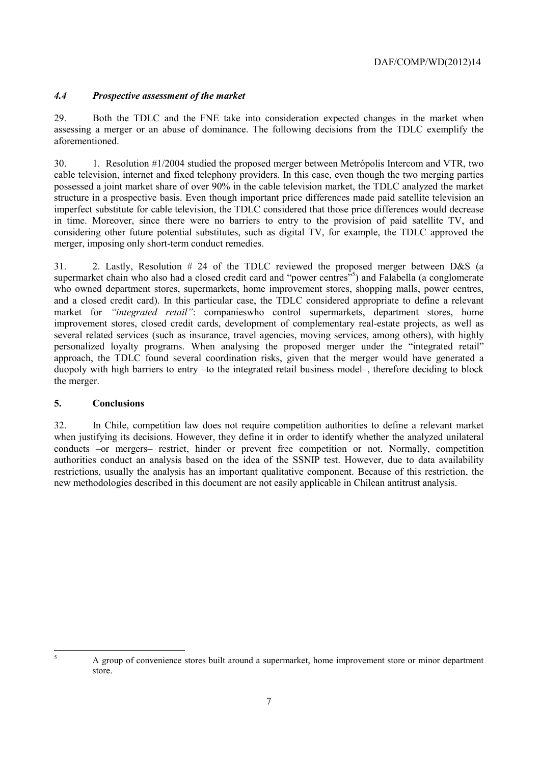### *4.4 Prospective assessment of the market*

29. Both the TDLC and the FNE take into consideration expected changes in the market when assessing a merger or an abuse of dominance. The following decisions from the TDLC exemplify the aforementioned.

30. 1. Resolution #1/2004 studied the proposed merger between Metrópolis Intercom and VTR, two cable television, internet and fixed telephony providers. In this case, even though the two merging parties possessed a joint market share of over 90% in the cable television market, the TDLC analyzed the market structure in a prospective basis. Even though important price differences made paid satellite television an imperfect substitute for cable television, the TDLC considered that those price differences would decrease in time. Moreover, since there were no barriers to entry to the provision of paid satellite TV, and considering other future potential substitutes, such as digital TV, for example, the TDLC approved the merger, imposing only short-term conduct remedies.

31. 2. Lastly, Resolution # 24 of the TDLC reviewed the proposed merger between D&S (a supermarket chain who also had a closed credit card and "power centres"[5]) and Falabella (a conglomerate who owned department stores, supermarkets, home improvement stores, shopping malls, power centres, and a closed credit card). In this particular case, the TDLC considered appropriate to define a relevant market for *"integrated retail"*: companieswho control supermarkets, department stores, home improvement stores, closed credit cards, development of complementary real-estate projects, as well as several related services (such as insurance, travel agencies, moving services, among others), with highly personalized loyalty programs. When analysing the proposed merger under the "integrated retail" approach, the TDLC found several coordination risks, given that the merger would have generated a duopoly with high barriers to entry –to the integrated retail business model–, therefore deciding to block the merger.

## 5. Conclusions

32. In Chile, competition law does not require competition authorities to define a relevant market when justifying its decisions. However, they define it in order to identify whether the analyzed unilateral conducts –or mergers– restrict, hinder or prevent free competition or not. Normally, competition authorities conduct an analysis based on the idea of the SSNIP test. However, due to data availability restrictions, usually the analysis has an important qualitative component. Because of this restriction, the new methodologies described in this document are not easily applicable in Chilean antitrust analysis.

---

[5] A group of convenience stores built around a supermarket, home improvement store or minor department store.